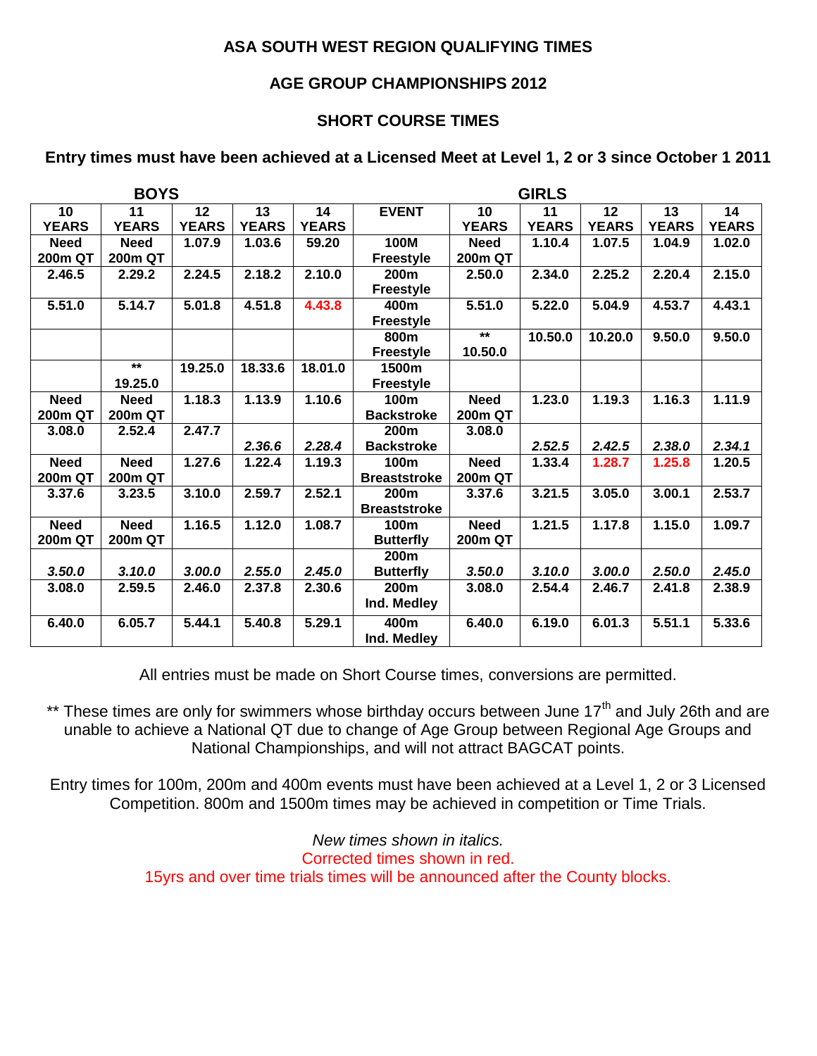**ASA SOUTH WEST REGION QUALIFYING TIMES**

**AGE GROUP CHAMPIONSHIPS 2012**

**SHORT COURSE TIMES**

**Entry times must have been achieved at a Licensed Meet at Level 1, 2 or 3 since October 1 2011**

| BOYS | | | | | | GIRLS | | | | |
|---|---|---|---|---|---|---|---|---|---|---|
| **10 YEARS** | **11 YEARS** | **12 YEARS** | **13 YEARS** | **14 YEARS** | **EVENT** | **10 YEARS** | **11 YEARS** | **12 YEARS** | **13 YEARS** | **14 YEARS** |
| **Need 200m QT** | **Need 200m QT** | **1.07.9** | **1.03.6** | **59.20** | **100M Freestyle** | **Need 200m QT** | **1.10.4** | **1.07.5** | **1.04.9** | **1.02.0** |
| **2.46.5** | **2.29.2** | **2.24.5** | **2.18.2** | **2.10.0** | **200m Freestyle** | **2.50.0** | **2.34.0** | **2.25.2** | **2.20.4** | **2.15.0** |
| **5.51.0** | **5.14.7** | **5.01.8** | **4.51.8** | **4.43.8** | **400m Freestyle** | **5.51.0** | **5.22.0** | **5.04.9** | **4.53.7** | **4.43.1** |
| | | | | | **800m Freestyle** | **\*\* 10.50.0** | **10.50.0** | **10.20.0** | **9.50.0** | **9.50.0** |
| | **\*\* 19.25.0** | **19.25.0** | **18.33.6** | **18.01.0** | **1500m Freestyle** | | | | | |
| **Need 200m QT** | **Need 200m QT** | **1.18.3** | **1.13.9** | **1.10.6** | **100m Backstroke** | **Need 200m QT** | **1.23.0** | **1.19.3** | **1.16.3** | **1.11.9** |
| **3.08.0** | **2.52.4** | **2.47.7** | ***2.36.6*** | ***2.28.4*** | **200m Backstroke** | **3.08.0** | ***2.52.5*** | ***2.42.5*** | ***2.38.0*** | ***2.34.1*** |
| **Need 200m QT** | **Need 200m QT** | **1.27.6** | **1.22.4** | **1.19.3** | **100m Breaststroke** | **Need 200m QT** | **1.33.4** | **1.28.7** | **1.25.8** | **1.20.5** |
| **3.37.6** | **3.23.5** | **3.10.0** | **2.59.7** | **2.52.1** | **200m Breaststroke** | **3.37.6** | **3.21.5** | **3.05.0** | **3.00.1** | **2.53.7** |
| **Need 200m QT** | **Need 200m QT** | **1.16.5** | **1.12.0** | **1.08.7** | **100m Butterfly** | **Need 200m QT** | **1.21.5** | **1.17.8** | **1.15.0** | **1.09.7** |
| ***3.50.0*** | ***3.10.0*** | ***3.00.0*** | ***2.55.0*** | ***2.45.0*** | **200m Butterfly** | ***3.50.0*** | ***3.10.0*** | ***3.00.0*** | ***2.50.0*** | ***2.45.0*** |
| **3.08.0** | **2.59.5** | **2.46.0** | **2.37.8** | **2.30.6** | **200m Ind. Medley** | **3.08.0** | **2.54.4** | **2.46.7** | **2.41.8** | **2.38.9** |
| **6.40.0** | **6.05.7** | **5.44.1** | **5.40.8** | **5.29.1** | **400m Ind. Medley** | **6.40.0** | **6.19.0** | **6.01.3** | **5.51.1** | **5.33.6** |

All entries must be made on Short Course times, conversions are permitted.

** These times are only for swimmers whose birthday occurs between June 17th and July 26th and are unable to achieve a National QT due to change of Age Group between Regional Age Groups and National Championships, and will not attract BAGCAT points.

Entry times for 100m, 200m and 400m events must have been achieved at a Level 1, 2 or 3 Licensed Competition. 800m and 1500m times may be achieved in competition or Time Trials.

*New times shown in italics.*

Corrected times shown in red.

15yrs and over time trials times will be announced after the County blocks.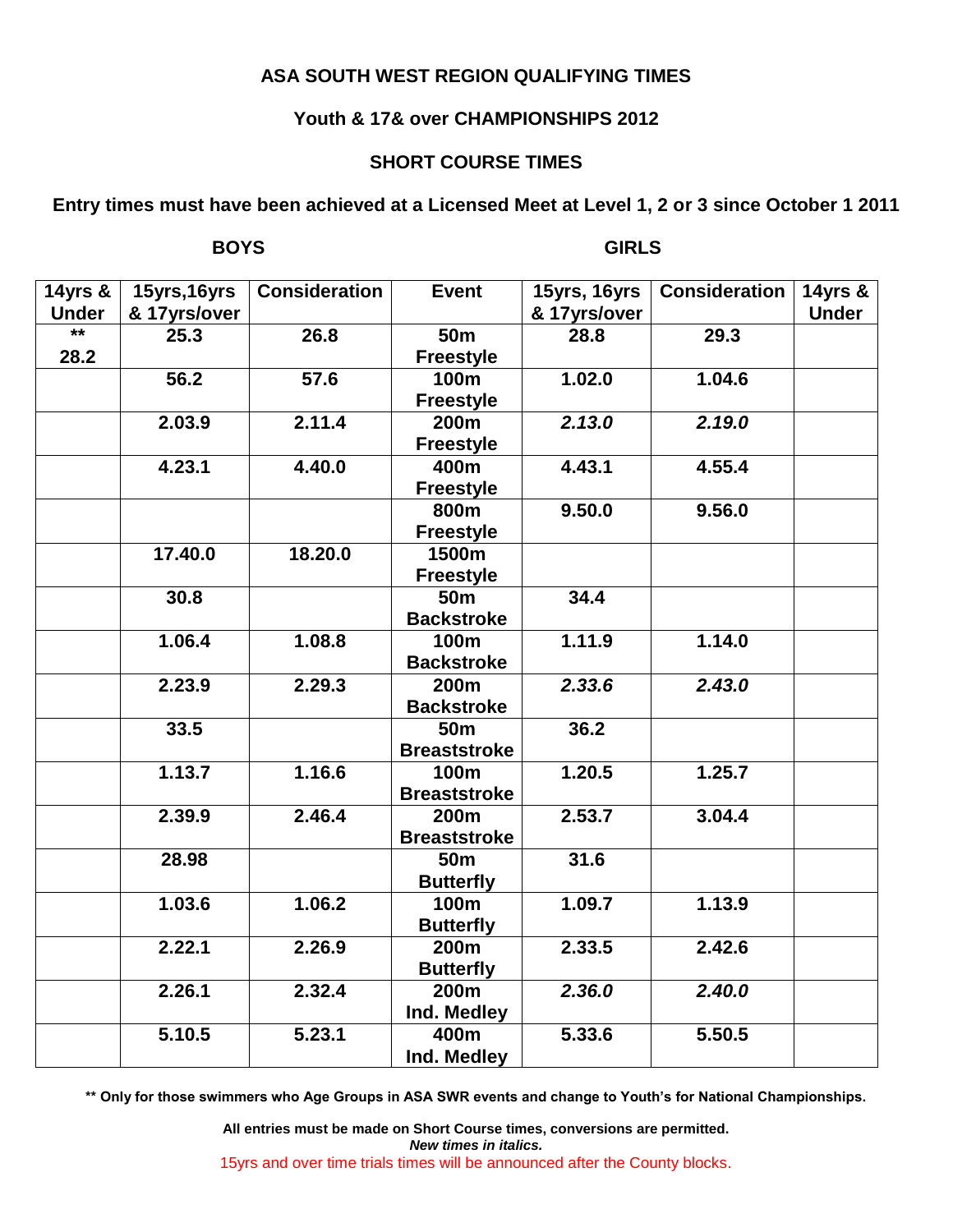**ASA SOUTH WEST REGION QUALIFYING TIMES**

**Youth & 17& over CHAMPIONSHIPS 2012**

**SHORT COURSE TIMES**

**Entry times must have been achieved at a Licensed Meet at Level 1, 2 or 3 since October 1 2011**

**BOYS** | **GIRLS**

| 14yrs & Under | 15yrs,16yrs & 17yrs/over | Consideration | Event | 15yrs, 16yrs & 17yrs/over | Consideration | 14yrs & Under |
|---|---|---|---|---|---|---|
| ** 28.2 | 25.3 | 26.8 | 50m Freestyle | 28.8 | 29.3 | |
| | 56.2 | 57.6 | 100m Freestyle | 1.02.0 | 1.04.6 | |
| | 2.03.9 | 2.11.4 | 200m Freestyle | *2.13.0* | *2.19.0* | |
| | 4.23.1 | 4.40.0 | 400m Freestyle | 4.43.1 | 4.55.4 | |
| | | | 800m Freestyle | 9.50.0 | 9.56.0 | |
| | 17.40.0 | 18.20.0 | 1500m Freestyle | | | |
| | 30.8 | | 50m Backstroke | 34.4 | | |
| | 1.06.4 | 1.08.8 | 100m Backstroke | 1.11.9 | 1.14.0 | |
| | 2.23.9 | 2.29.3 | 200m Backstroke | *2.33.6* | *2.43.0* | |
| | 33.5 | | 50m Breaststroke | 36.2 | | |
| | 1.13.7 | 1.16.6 | 100m Breaststroke | 1.20.5 | 1.25.7 | |
| | 2.39.9 | 2.46.4 | 200m Breaststroke | 2.53.7 | 3.04.4 | |
| | 28.98 | | 50m Butterfly | 31.6 | | |
| | 1.03.6 | 1.06.2 | 100m Butterfly | 1.09.7 | 1.13.9 | |
| | 2.22.1 | 2.26.9 | 200m Butterfly | 2.33.5 | 2.42.6 | |
| | 2.26.1 | 2.32.4 | 200m Ind. Medley | *2.36.0* | *2.40.0* | |
| | 5.10.5 | 5.23.1 | 400m Ind. Medley | 5.33.6 | 5.50.5 | |

**\*\* Only for those swimmers who Age Groups in ASA SWR events and change to Youth's for National Championships.**

**All entries must be made on Short Course times, conversions are permitted.**

***New times in italics.***

15yrs and over time trials times will be announced after the County blocks.